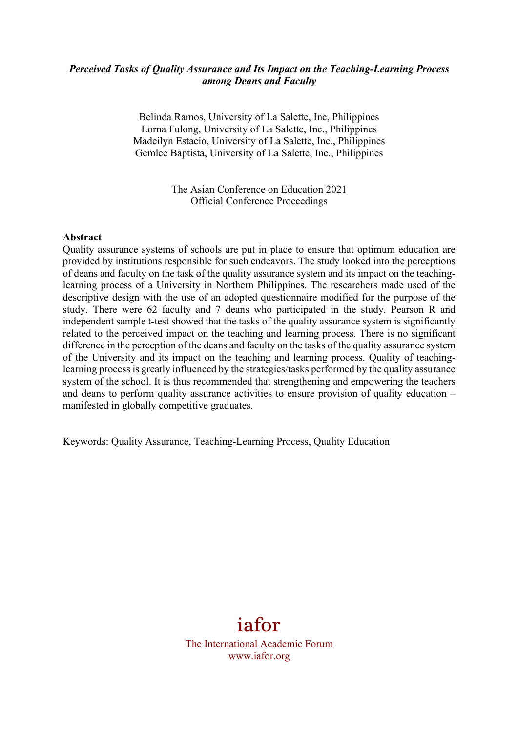***Perceived Tasks of Quality Assurance and Its Impact on the Teaching-Learning Process among Deans and Faculty***

Belinda Ramos, University of La Salette, Inc, Philippines
Lorna Fulong, University of La Salette, Inc., Philippines
Madeilyn Estacio, University of La Salette, Inc., Philippines
Gemlee Baptista, University of La Salette, Inc., Philippines

The Asian Conference on Education 2021
Official Conference Proceedings

**Abstract**

Quality assurance systems of schools are put in place to ensure that optimum education are provided by institutions responsible for such endeavors. The study looked into the perceptions of deans and faculty on the task of the quality assurance system and its impact on the teaching-learning process of a University in Northern Philippines. The researchers made used of the descriptive design with the use of an adopted questionnaire modified for the purpose of the study. There were 62 faculty and 7 deans who participated in the study. Pearson R and independent sample t-test showed that the tasks of the quality assurance system is significantly related to the perceived impact on the teaching and learning process. There is no significant difference in the perception of the deans and faculty on the tasks of the quality assurance system of the University and its impact on the teaching and learning process. Quality of teaching-learning process is greatly influenced by the strategies/tasks performed by the quality assurance system of the school. It is thus recommended that strengthening and empowering the teachers and deans to perform quality assurance activities to ensure provision of quality education – manifested in globally competitive graduates.

Keywords: Quality Assurance, Teaching-Learning Process, Quality Education

iafor

The International Academic Forum
www.iafor.org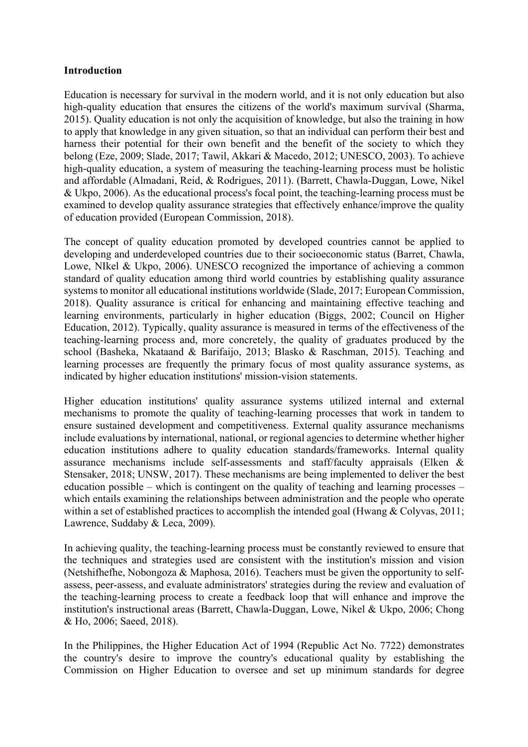**Introduction**

Education is necessary for survival in the modern world, and it is not only education but also high-quality education that ensures the citizens of the world's maximum survival (Sharma, 2015). Quality education is not only the acquisition of knowledge, but also the training in how to apply that knowledge in any given situation, so that an individual can perform their best and harness their potential for their own benefit and the benefit of the society to which they belong (Eze, 2009; Slade, 2017; Tawil, Akkari & Macedo, 2012; UNESCO, 2003). To achieve high-quality education, a system of measuring the teaching-learning process must be holistic and affordable (Almadani, Reid, & Rodrigues, 2011). (Barrett, Chawla-Duggan, Lowe, Nikel & Ukpo, 2006). As the educational process's focal point, the teaching-learning process must be examined to develop quality assurance strategies that effectively enhance/improve the quality of education provided (European Commission, 2018).

The concept of quality education promoted by developed countries cannot be applied to developing and underdeveloped countries due to their socioeconomic status (Barret, Chawla, Lowe, NIkel & Ukpo, 2006). UNESCO recognized the importance of achieving a common standard of quality education among third world countries by establishing quality assurance systems to monitor all educational institutions worldwide (Slade, 2017; European Commission, 2018). Quality assurance is critical for enhancing and maintaining effective teaching and learning environments, particularly in higher education (Biggs, 2002; Council on Higher Education, 2012). Typically, quality assurance is measured in terms of the effectiveness of the teaching-learning process and, more concretely, the quality of graduates produced by the school (Basheka, Nkataand & Barifaijo, 2013; Blasko & Raschman, 2015). Teaching and learning processes are frequently the primary focus of most quality assurance systems, as indicated by higher education institutions' mission-vision statements.

Higher education institutions' quality assurance systems utilized internal and external mechanisms to promote the quality of teaching-learning processes that work in tandem to ensure sustained development and competitiveness. External quality assurance mechanisms include evaluations by international, national, or regional agencies to determine whether higher education institutions adhere to quality education standards/frameworks. Internal quality assurance mechanisms include self-assessments and staff/faculty appraisals (Elken & Stensaker, 2018; UNSW, 2017). These mechanisms are being implemented to deliver the best education possible – which is contingent on the quality of teaching and learning processes – which entails examining the relationships between administration and the people who operate within a set of established practices to accomplish the intended goal (Hwang & Colyvas, 2011; Lawrence, Suddaby & Leca, 2009).

In achieving quality, the teaching-learning process must be constantly reviewed to ensure that the techniques and strategies used are consistent with the institution's mission and vision (Netshifhefhe, Nobongoza & Maphosa, 2016). Teachers must be given the opportunity to self-assess, peer-assess, and evaluate administrators' strategies during the review and evaluation of the teaching-learning process to create a feedback loop that will enhance and improve the institution's instructional areas (Barrett, Chawla-Duggan, Lowe, Nikel & Ukpo, 2006; Chong & Ho, 2006; Saeed, 2018).

In the Philippines, the Higher Education Act of 1994 (Republic Act No. 7722) demonstrates the country's desire to improve the country's educational quality by establishing the Commission on Higher Education to oversee and set up minimum standards for degree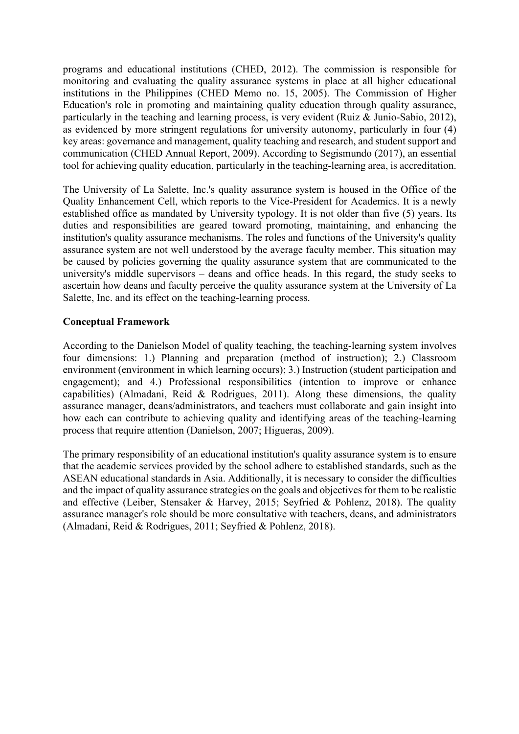programs and educational institutions (CHED, 2012). The commission is responsible for monitoring and evaluating the quality assurance systems in place at all higher educational institutions in the Philippines (CHED Memo no. 15, 2005). The Commission of Higher Education's role in promoting and maintaining quality education through quality assurance, particularly in the teaching and learning process, is very evident (Ruiz & Junio-Sabio, 2012), as evidenced by more stringent regulations for university autonomy, particularly in four (4) key areas: governance and management, quality teaching and research, and student support and communication (CHED Annual Report, 2009). According to Segismundo (2017), an essential tool for achieving quality education, particularly in the teaching-learning area, is accreditation.

The University of La Salette, Inc.'s quality assurance system is housed in the Office of the Quality Enhancement Cell, which reports to the Vice-President for Academics. It is a newly established office as mandated by University typology. It is not older than five (5) years. Its duties and responsibilities are geared toward promoting, maintaining, and enhancing the institution's quality assurance mechanisms. The roles and functions of the University's quality assurance system are not well understood by the average faculty member. This situation may be caused by policies governing the quality assurance system that are communicated to the university's middle supervisors – deans and office heads. In this regard, the study seeks to ascertain how deans and faculty perceive the quality assurance system at the University of La Salette, Inc. and its effect on the teaching-learning process.

## Conceptual Framework

According to the Danielson Model of quality teaching, the teaching-learning system involves four dimensions: 1.) Planning and preparation (method of instruction); 2.) Classroom environment (environment in which learning occurs); 3.) Instruction (student participation and engagement); and 4.) Professional responsibilities (intention to improve or enhance capabilities) (Almadani, Reid & Rodrigues, 2011). Along these dimensions, the quality assurance manager, deans/administrators, and teachers must collaborate and gain insight into how each can contribute to achieving quality and identifying areas of the teaching-learning process that require attention (Danielson, 2007; Higueras, 2009).

The primary responsibility of an educational institution's quality assurance system is to ensure that the academic services provided by the school adhere to established standards, such as the ASEAN educational standards in Asia. Additionally, it is necessary to consider the difficulties and the impact of quality assurance strategies on the goals and objectives for them to be realistic and effective (Leiber, Stensaker & Harvey, 2015; Seyfried & Pohlenz, 2018). The quality assurance manager's role should be more consultative with teachers, deans, and administrators (Almadani, Reid & Rodrigues, 2011; Seyfried & Pohlenz, 2018).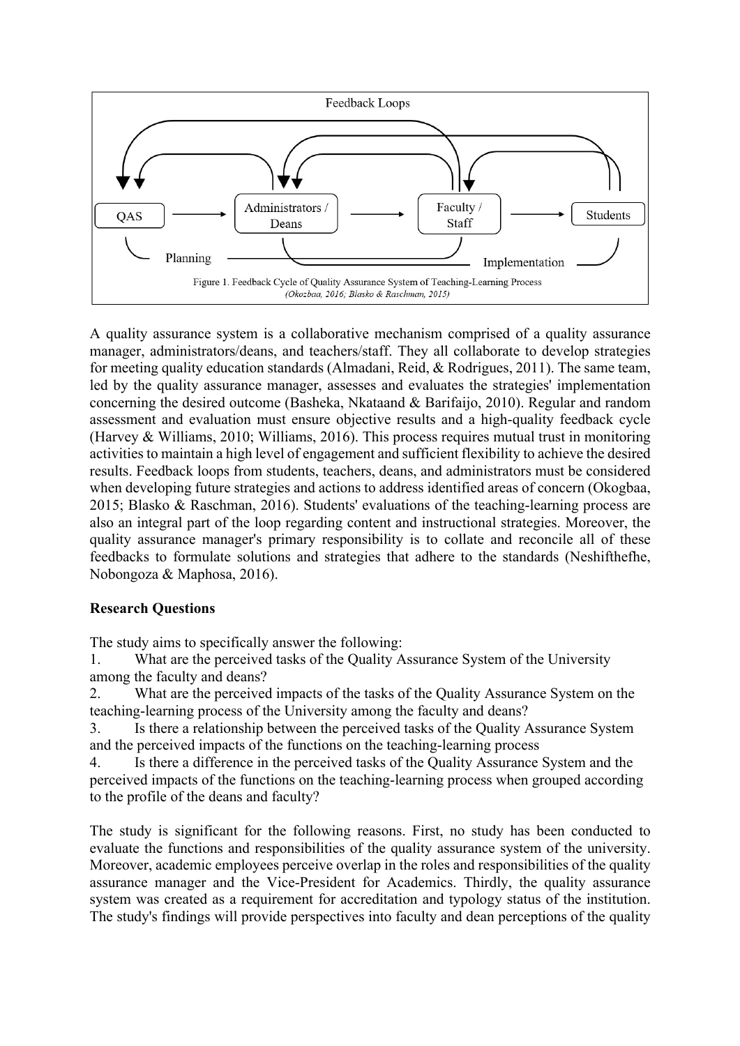Feedback Loops

QAS → Administrators / Deans → Faculty / Staff → Students

Planning — Implementation

Figure 1. Feedback Cycle of Quality Assurance System of Teaching-Learning Process
*(Okozbaa, 2016; Blasko & Raschman, 2015)*

A quality assurance system is a collaborative mechanism comprised of a quality assurance manager, administrators/deans, and teachers/staff. They all collaborate to develop strategies for meeting quality education standards (Almadani, Reid, & Rodrigues, 2011). The same team, led by the quality assurance manager, assesses and evaluates the strategies' implementation concerning the desired outcome (Basheka, Nkataand & Barifaijo, 2010). Regular and random assessment and evaluation must ensure objective results and a high-quality feedback cycle (Harvey & Williams, 2010; Williams, 2016). This process requires mutual trust in monitoring activities to maintain a high level of engagement and sufficient flexibility to achieve the desired results. Feedback loops from students, teachers, deans, and administrators must be considered when developing future strategies and actions to address identified areas of concern (Okogbaa, 2015; Blasko & Raschman, 2016). Students' evaluations of the teaching-learning process are also an integral part of the loop regarding content and instructional strategies. Moreover, the quality assurance manager's primary responsibility is to collate and reconcile all of these feedbacks to formulate solutions and strategies that adhere to the standards (Neshifthefhe, Nobongoza & Maphosa, 2016).

**Research Questions**

The study aims to specifically answer the following:

1. What are the perceived tasks of the Quality Assurance System of the University among the faculty and deans?
2. What are the perceived impacts of the tasks of the Quality Assurance System on the teaching-learning process of the University among the faculty and deans?
3. Is there a relationship between the perceived tasks of the Quality Assurance System and the perceived impacts of the functions on the teaching-learning process
4. Is there a difference in the perceived tasks of the Quality Assurance System and the perceived impacts of the functions on the teaching-learning process when grouped according to the profile of the deans and faculty?

The study is significant for the following reasons. First, no study has been conducted to evaluate the functions and responsibilities of the quality assurance system of the university. Moreover, academic employees perceive overlap in the roles and responsibilities of the quality assurance manager and the Vice-President for Academics. Thirdly, the quality assurance system was created as a requirement for accreditation and typology status of the institution. The study's findings will provide perspectives into faculty and dean perceptions of the quality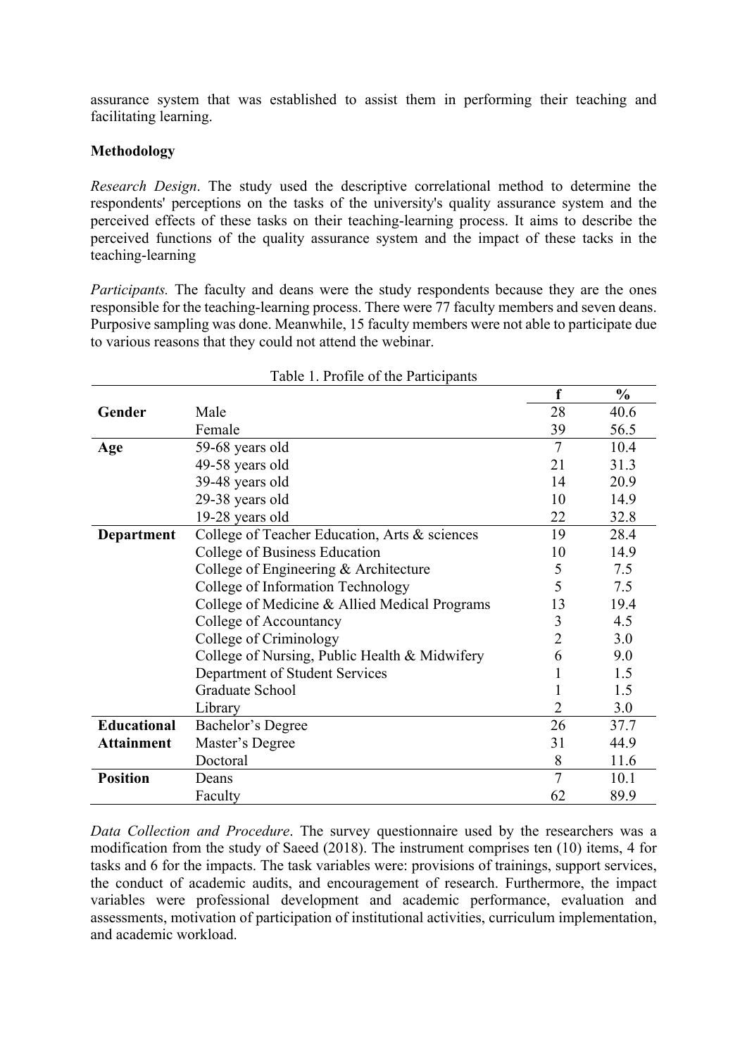assurance system that was established to assist them in performing their teaching and facilitating learning.

**Methodology**

*Research Design*. The study used the descriptive correlational method to determine the respondents' perceptions on the tasks of the university's quality assurance system and the perceived effects of these tasks on their teaching-learning process. It aims to describe the perceived functions of the quality assurance system and the impact of these tacks in the teaching-learning

*Participants.* The faculty and deans were the study respondents because they are the ones responsible for the teaching-learning process. There were 77 faculty members and seven deans. Purposive sampling was done. Meanwhile, 15 faculty members were not able to participate due to various reasons that they could not attend the webinar.

Table 1. Profile of the Participants

| | | f | % |
|---|---|---|---|
| **Gender** | Male | 28 | 40.6 |
| | Female | 39 | 56.5 |
| **Age** | 59-68 years old | 7 | 10.4 |
| | 49-58 years old | 21 | 31.3 |
| | 39-48 years old | 14 | 20.9 |
| | 29-38 years old | 10 | 14.9 |
| | 19-28 years old | 22 | 32.8 |
| **Department** | College of Teacher Education, Arts & sciences | 19 | 28.4 |
| | College of Business Education | 10 | 14.9 |
| | College of Engineering & Architecture | 5 | 7.5 |
| | College of Information Technology | 5 | 7.5 |
| | College of Medicine & Allied Medical Programs | 13 | 19.4 |
| | College of Accountancy | 3 | 4.5 |
| | College of Criminology | 2 | 3.0 |
| | College of Nursing, Public Health & Midwifery | 6 | 9.0 |
| | Department of Student Services | 1 | 1.5 |
| | Graduate School | 1 | 1.5 |
| | Library | 2 | 3.0 |
| **Educational Attainment** | Bachelor's Degree | 26 | 37.7 |
| | Master's Degree | 31 | 44.9 |
| | Doctoral | 8 | 11.6 |
| **Position** | Deans | 7 | 10.1 |
| | Faculty | 62 | 89.9 |

*Data Collection and Procedure*. The survey questionnaire used by the researchers was a modification from the study of Saeed (2018). The instrument comprises ten (10) items, 4 for tasks and 6 for the impacts. The task variables were: provisions of trainings, support services, the conduct of academic audits, and encouragement of research. Furthermore, the impact variables were professional development and academic performance, evaluation and assessments, motivation of participation of institutional activities, curriculum implementation, and academic workload.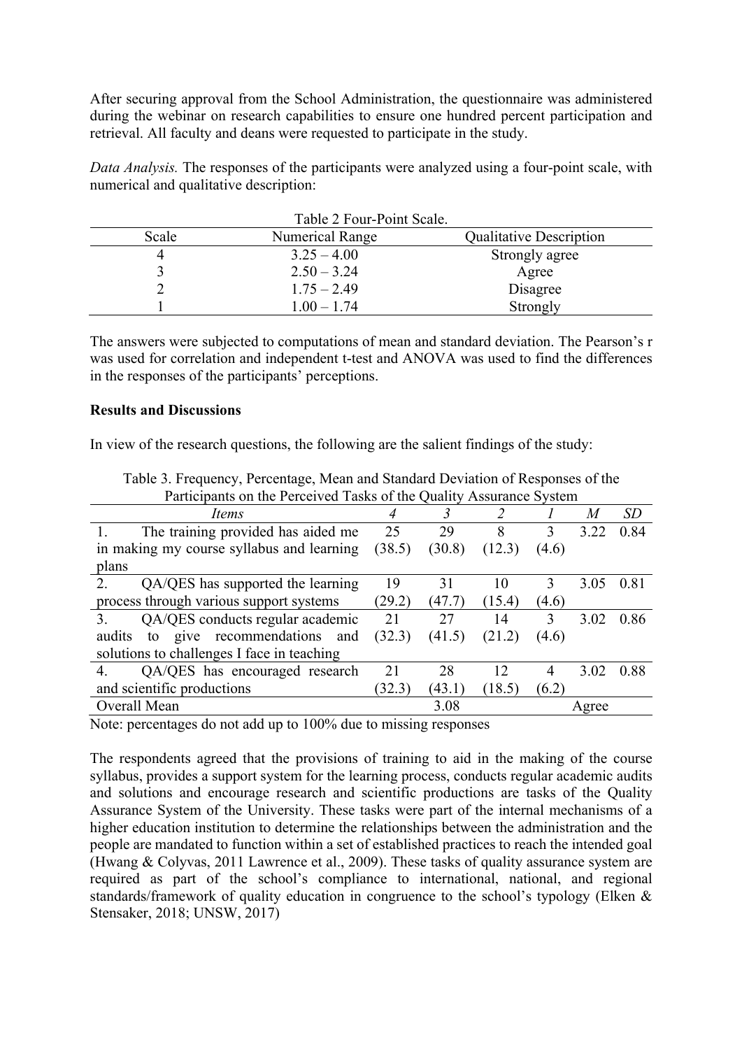After securing approval from the School Administration, the questionnaire was administered during the webinar on research capabilities to ensure one hundred percent participation and retrieval. All faculty and deans were requested to participate in the study.

*Data Analysis.* The responses of the participants were analyzed using a four-point scale, with numerical and qualitative description:

Table 2 Four-Point Scale.

| Scale | Numerical Range | Qualitative Description |
|---|---|---|
| 4 | 3.25 – 4.00 | Strongly agree |
| 3 | 2.50 – 3.24 | Agree |
| 2 | 1.75 – 2.49 | Disagree |
| 1 | 1.00 – 1.74 | Strongly |

The answers were subjected to computations of mean and standard deviation. The Pearson's r was used for correlation and independent t-test and ANOVA was used to find the differences in the responses of the participants' perceptions.

**Results and Discussions**

In view of the research questions, the following are the salient findings of the study:

Table 3. Frequency, Percentage, Mean and Standard Deviation of Responses of the Participants on the Perceived Tasks of the Quality Assurance System

| *Items* | *4* | *3* | *2* | *1* | *M* | *SD* |
|---|---|---|---|---|---|---|
| 1. The training provided has aided me in making my course syllabus and learning plans | 25 (38.5) | 29 (30.8) | 8 (12.3) | 3 (4.6) | 3.22 | 0.84 |
| 2. QA/QES has supported the learning process through various support systems | 19 (29.2) | 31 (47.7) | 10 (15.4) | 3 (4.6) | 3.05 | 0.81 |
| 3. QA/QES conducts regular academic audits to give recommendations and solutions to challenges I face in teaching | 21 (32.3) | 27 (41.5) | 14 (21.2) | 3 (4.6) | 3.02 | 0.86 |
| 4. QA/QES has encouraged research and scientific productions | 21 (32.3) | 28 (43.1) | 12 (18.5) | 4 (6.2) | 3.02 | 0.88 |
| Overall Mean | | 3.08 | | | Agree | |

Note: percentages do not add up to 100% due to missing responses

The respondents agreed that the provisions of training to aid in the making of the course syllabus, provides a support system for the learning process, conducts regular academic audits and solutions and encourage research and scientific productions are tasks of the Quality Assurance System of the University. These tasks were part of the internal mechanisms of a higher education institution to determine the relationships between the administration and the people are mandated to function within a set of established practices to reach the intended goal (Hwang & Colyvas, 2011 Lawrence et al., 2009). These tasks of quality assurance system are required as part of the school's compliance to international, national, and regional standards/framework of quality education in congruence to the school's typology (Elken & Stensaker, 2018; UNSW, 2017)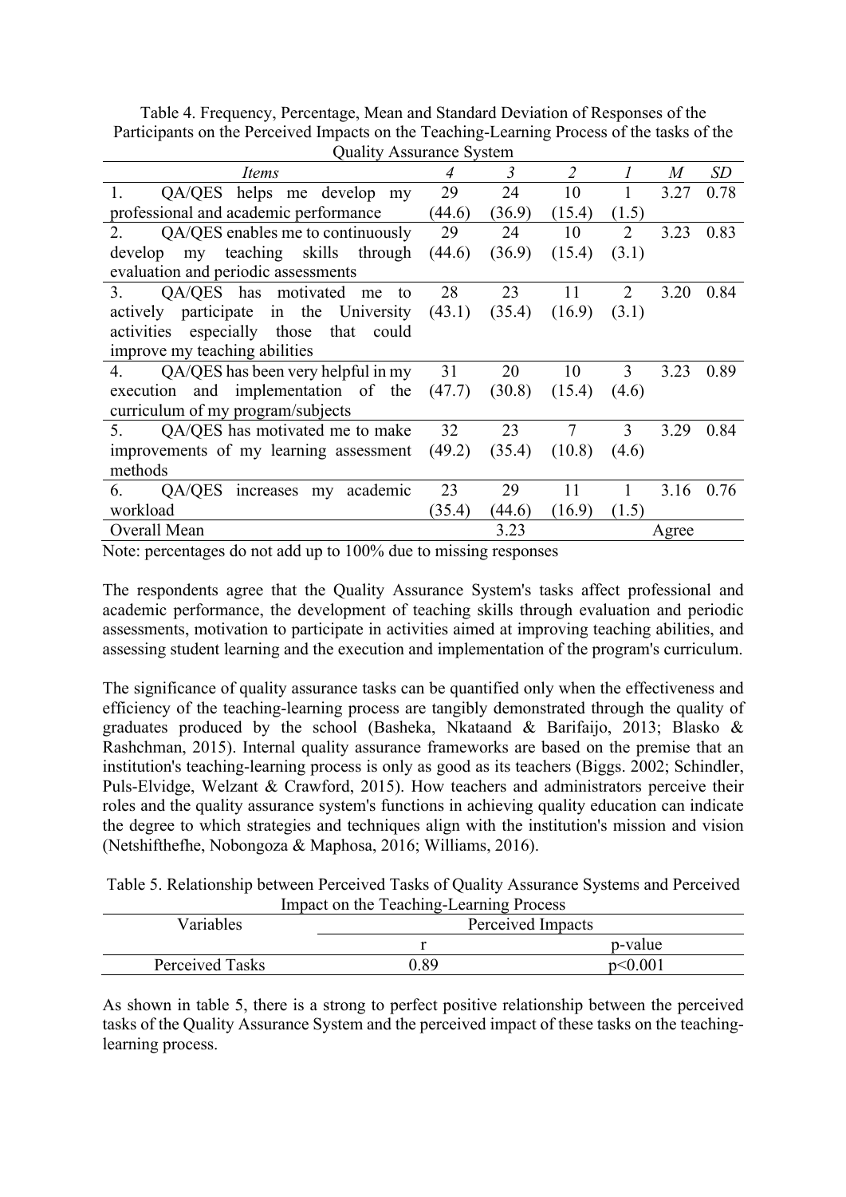Table 4. Frequency, Percentage, Mean and Standard Deviation of Responses of the Participants on the Perceived Impacts on the Teaching-Learning Process of the tasks of the Quality Assurance System

| *Items* | *4* | *3* | *2* | *1* | *M* | *SD* |
|---|---|---|---|---|---|---|
| 1. QA/QES helps me develop my professional and academic performance | 29 (44.6) | 24 (36.9) | 10 (15.4) | 1 (1.5) | 3.27 | 0.78 |
| 2. QA/QES enables me to continuously develop my teaching skills through evaluation and periodic assessments | 29 (44.6) | 24 (36.9) | 10 (15.4) | 2 (3.1) | 3.23 | 0.83 |
| 3. QA/QES has motivated me to actively participate in the University activities especially those that could improve my teaching abilities | 28 (43.1) | 23 (35.4) | 11 (16.9) | 2 (3.1) | 3.20 | 0.84 |
| 4. QA/QES has been very helpful in my execution and implementation of the curriculum of my program/subjects | 31 (47.7) | 20 (30.8) | 10 (15.4) | 3 (4.6) | 3.23 | 0.89 |
| 5. QA/QES has motivated me to make improvements of my learning assessment methods | 32 (49.2) | 23 (35.4) | 7 (10.8) | 3 (4.6) | 3.29 | 0.84 |
| 6. QA/QES increases my academic workload | 23 (35.4) | 29 (44.6) | 11 (16.9) | 1 (1.5) | 3.16 | 0.76 |
| Overall Mean | | 3.23 | | | Agree | |

Note: percentages do not add up to 100% due to missing responses

The respondents agree that the Quality Assurance System's tasks affect professional and academic performance, the development of teaching skills through evaluation and periodic assessments, motivation to participate in activities aimed at improving teaching abilities, and assessing student learning and the execution and implementation of the program's curriculum.

The significance of quality assurance tasks can be quantified only when the effectiveness and efficiency of the teaching-learning process are tangibly demonstrated through the quality of graduates produced by the school (Basheka, Nkataand & Barifaijo, 2013; Blasko & Rashchman, 2015). Internal quality assurance frameworks are based on the premise that an institution's teaching-learning process is only as good as its teachers (Biggs. 2002; Schindler, Puls-Elvidge, Welzant & Crawford, 2015). How teachers and administrators perceive their roles and the quality assurance system's functions in achieving quality education can indicate the degree to which strategies and techniques align with the institution's mission and vision (Netshifthefhe, Nobongoza & Maphosa, 2016; Williams, 2016).

Table 5. Relationship between Perceived Tasks of Quality Assurance Systems and Perceived Impact on the Teaching-Learning Process

| Variables | Perceived Impacts | |
|---|---|---|
| | r | p-value |
| Perceived Tasks | 0.89 | $p<0.001$ |

As shown in table 5, there is a strong to perfect positive relationship between the perceived tasks of the Quality Assurance System and the perceived impact of these tasks on the teaching-learning process.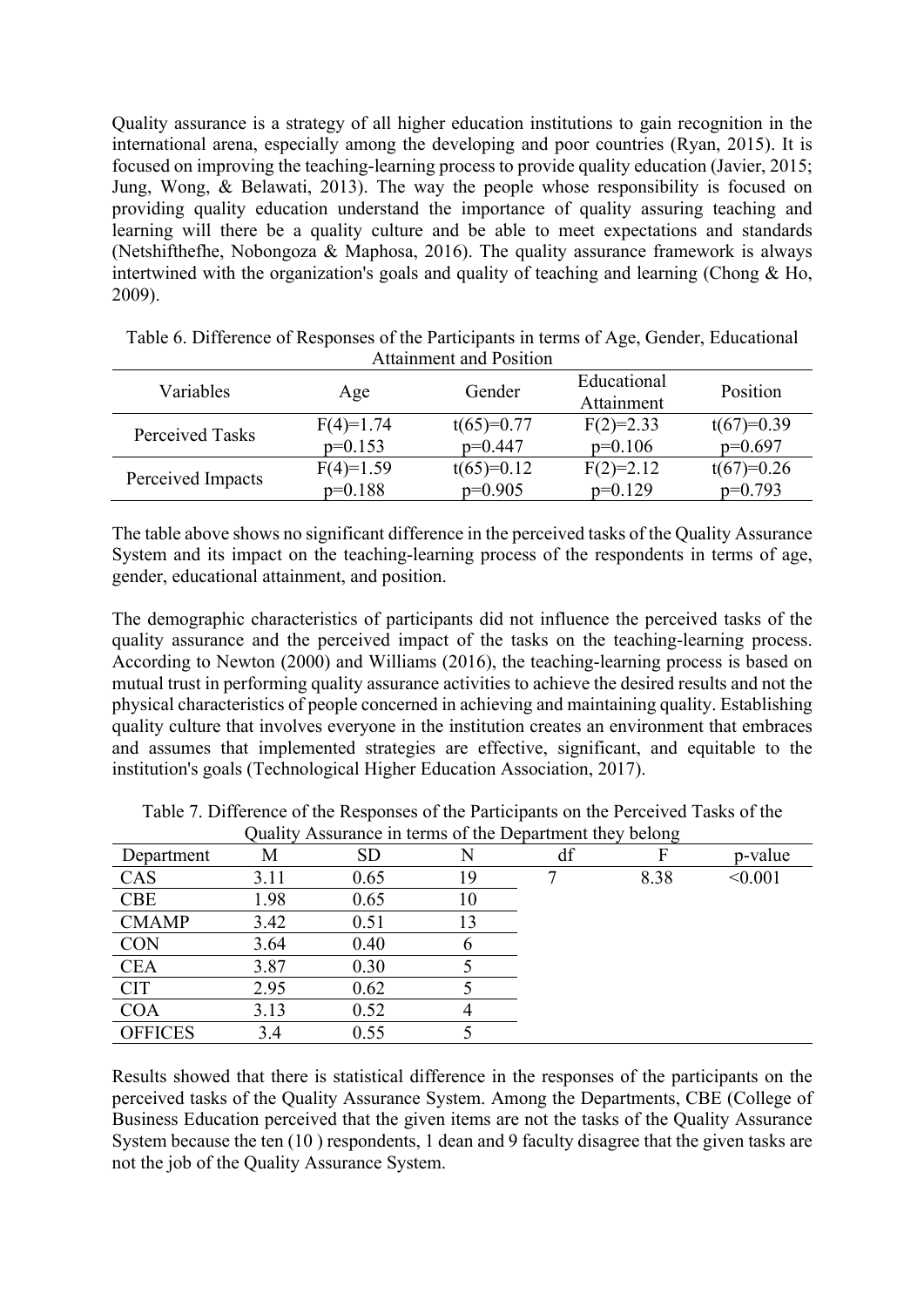Quality assurance is a strategy of all higher education institutions to gain recognition in the international arena, especially among the developing and poor countries (Ryan, 2015). It is focused on improving the teaching-learning process to provide quality education (Javier, 2015; Jung, Wong, & Belawati, 2013). The way the people whose responsibility is focused on providing quality education understand the importance of quality assuring teaching and learning will there be a quality culture and be able to meet expectations and standards (Netshifthefhe, Nobongoza & Maphosa, 2016). The quality assurance framework is always intertwined with the organization's goals and quality of teaching and learning (Chong & Ho, 2009).

Table 6. Difference of Responses of the Participants in terms of Age, Gender, Educational Attainment and Position

| Variables | Age | Gender | Educational Attainment | Position |
|---|---|---|---|---|
| Perceived Tasks | $F(4)=1.74$ $p=0.153$ | $t(65)=0.77$ $p=0.447$ | $F(2)=2.33$ $p=0.106$ | $t(67)=0.39$ $p=0.697$ |
| Perceived Impacts | $F(4)=1.59$ $p=0.188$ | $t(65)=0.12$ $p=0.905$ | $F(2)=2.12$ $p=0.129$ | $t(67)=0.26$ $p=0.793$ |

The table above shows no significant difference in the perceived tasks of the Quality Assurance System and its impact on the teaching-learning process of the respondents in terms of age, gender, educational attainment, and position.

The demographic characteristics of participants did not influence the perceived tasks of the quality assurance and the perceived impact of the tasks on the teaching-learning process. According to Newton (2000) and Williams (2016), the teaching-learning process is based on mutual trust in performing quality assurance activities to achieve the desired results and not the physical characteristics of people concerned in achieving and maintaining quality. Establishing quality culture that involves everyone in the institution creates an environment that embraces and assumes that implemented strategies are effective, significant, and equitable to the institution's goals (Technological Higher Education Association, 2017).

Table 7. Difference of the Responses of the Participants on the Perceived Tasks of the Quality Assurance in terms of the Department they belong

| Department | M | SD | N | df | F | p-value |
|---|---|---|---|---|---|---|
| CAS | 3.11 | 0.65 | 19 | 7 | 8.38 | <0.001 |
| CBE | 1.98 | 0.65 | 10 | | | |
| CMAMP | 3.42 | 0.51 | 13 | | | |
| CON | 3.64 | 0.40 | 6 | | | |
| CEA | 3.87 | 0.30 | 5 | | | |
| CIT | 2.95 | 0.62 | 5 | | | |
| COA | 3.13 | 0.52 | 4 | | | |
| OFFICES | 3.4 | 0.55 | 5 | | | |

Results showed that there is statistical difference in the responses of the participants on the perceived tasks of the Quality Assurance System. Among the Departments, CBE (College of Business Education perceived that the given items are not the tasks of the Quality Assurance System because the ten (10 ) respondents, 1 dean and 9 faculty disagree that the given tasks are not the job of the Quality Assurance System.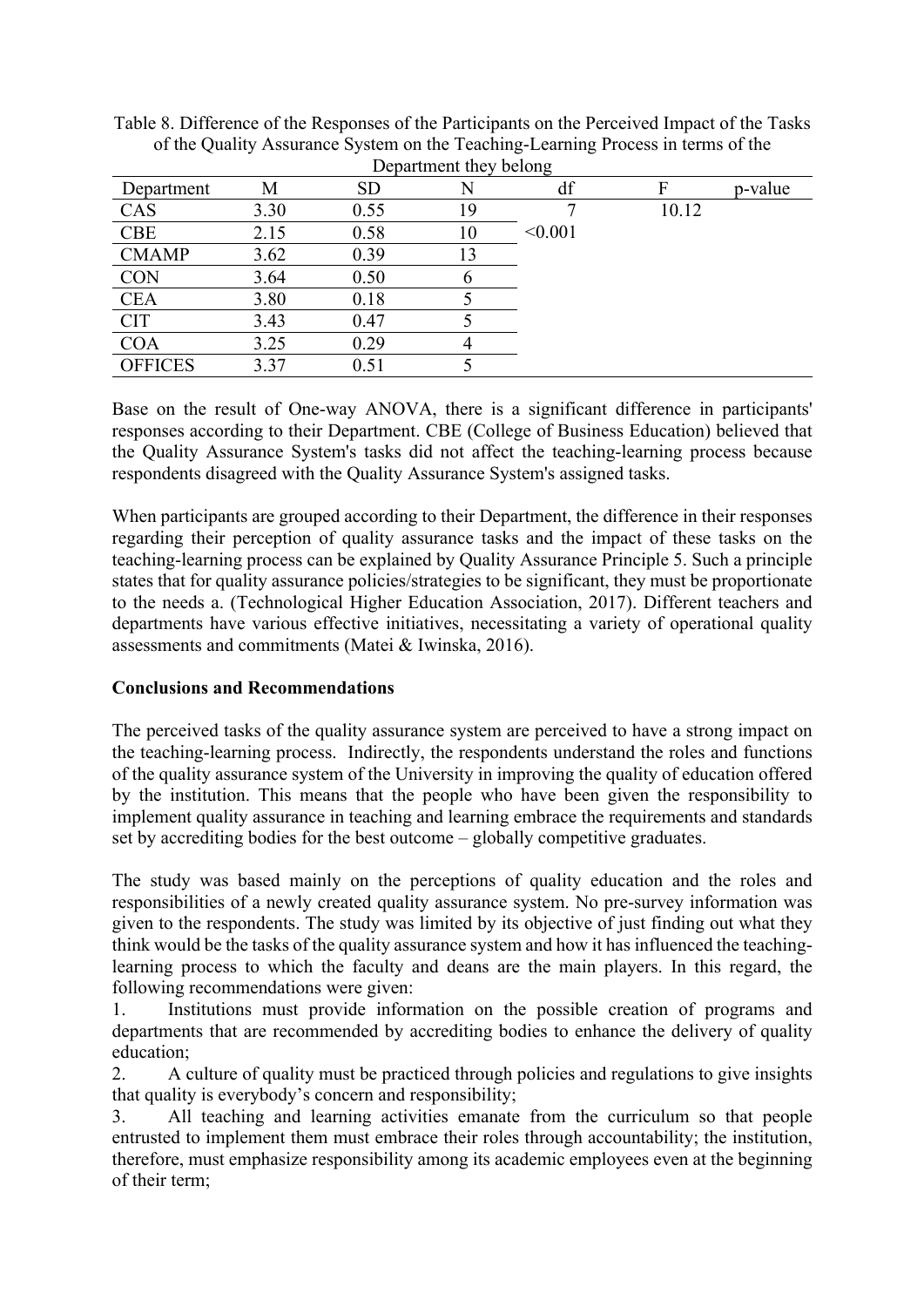Table 8. Difference of the Responses of the Participants on the Perceived Impact of the Tasks of the Quality Assurance System on the Teaching-Learning Process in terms of the Department they belong

| Department | M | SD | N | df | F | p-value |
|---|---|---|---|---|---|---|
| CAS | 3.30 | 0.55 | 19 | 7 | 10.12 | |
| CBE | 2.15 | 0.58 | 10 | <0.001 | | |
| CMAMP | 3.62 | 0.39 | 13 | | | |
| CON | 3.64 | 0.50 | 6 | | | |
| CEA | 3.80 | 0.18 | 5 | | | |
| CIT | 3.43 | 0.47 | 5 | | | |
| COA | 3.25 | 0.29 | 4 | | | |
| OFFICES | 3.37 | 0.51 | 5 | | | |

Base on the result of One-way ANOVA, there is a significant difference in participants' responses according to their Department. CBE (College of Business Education) believed that the Quality Assurance System's tasks did not affect the teaching-learning process because respondents disagreed with the Quality Assurance System's assigned tasks.

When participants are grouped according to their Department, the difference in their responses regarding their perception of quality assurance tasks and the impact of these tasks on the teaching-learning process can be explained by Quality Assurance Principle 5. Such a principle states that for quality assurance policies/strategies to be significant, they must be proportionate to the needs a. (Technological Higher Education Association, 2017). Different teachers and departments have various effective initiatives, necessitating a variety of operational quality assessments and commitments (Matei & Iwinska, 2016).

**Conclusions and Recommendations**

The perceived tasks of the quality assurance system are perceived to have a strong impact on the teaching-learning process. Indirectly, the respondents understand the roles and functions of the quality assurance system of the University in improving the quality of education offered by the institution. This means that the people who have been given the responsibility to implement quality assurance in teaching and learning embrace the requirements and standards set by accrediting bodies for the best outcome – globally competitive graduates.

The study was based mainly on the perceptions of quality education and the roles and responsibilities of a newly created quality assurance system. No pre-survey information was given to the respondents. The study was limited by its objective of just finding out what they think would be the tasks of the quality assurance system and how it has influenced the teaching-learning process to which the faculty and deans are the main players. In this regard, the following recommendations were given:

1. Institutions must provide information on the possible creation of programs and departments that are recommended by accrediting bodies to enhance the delivery of quality education;
2. A culture of quality must be practiced through policies and regulations to give insights that quality is everybody's concern and responsibility;
3. All teaching and learning activities emanate from the curriculum so that people entrusted to implement them must embrace their roles through accountability; the institution, therefore, must emphasize responsibility among its academic employees even at the beginning of their term;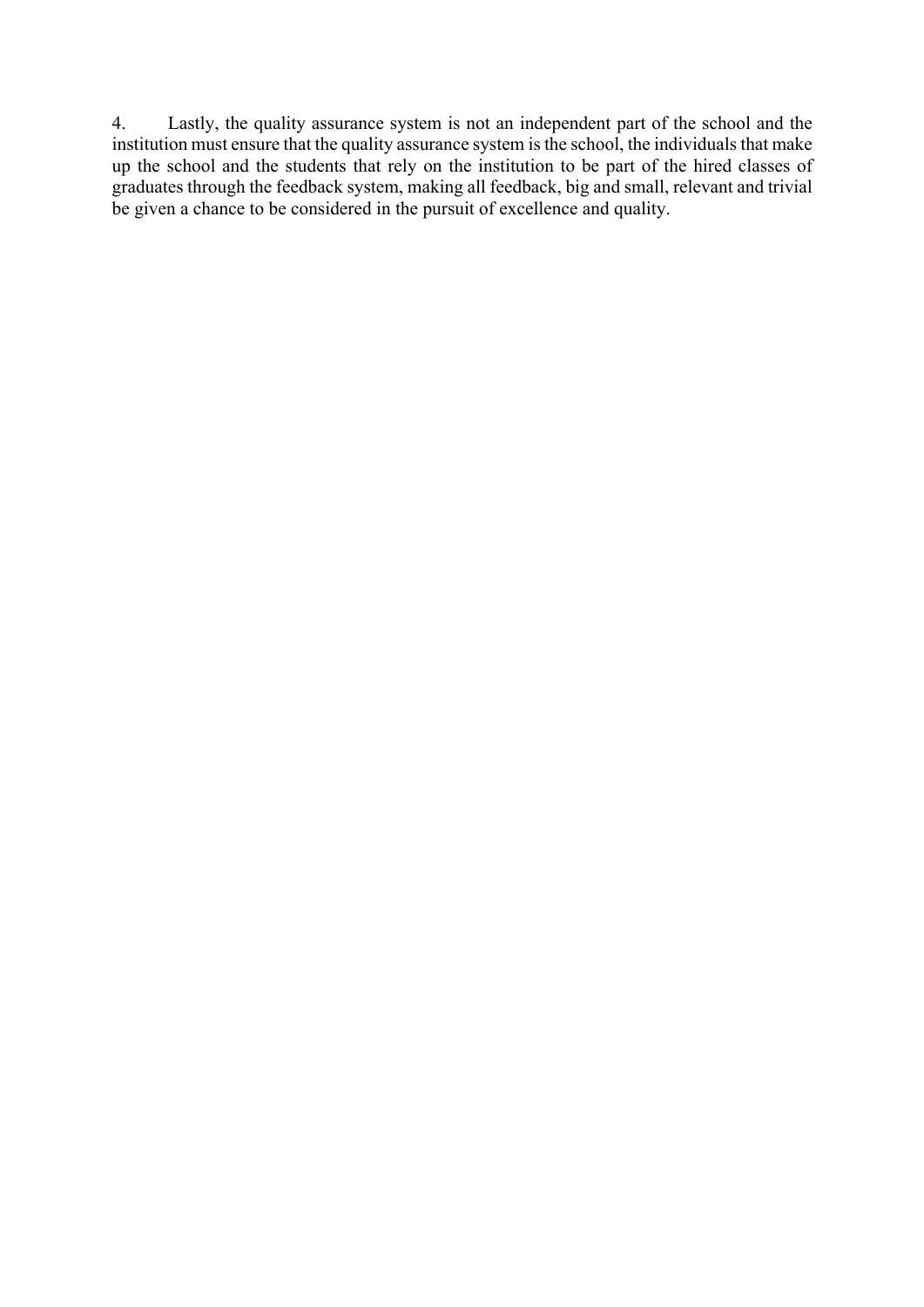4. Lastly, the quality assurance system is not an independent part of the school and the institution must ensure that the quality assurance system is the school, the individuals that make up the school and the students that rely on the institution to be part of the hired classes of graduates through the feedback system, making all feedback, big and small, relevant and trivial be given a chance to be considered in the pursuit of excellence and quality.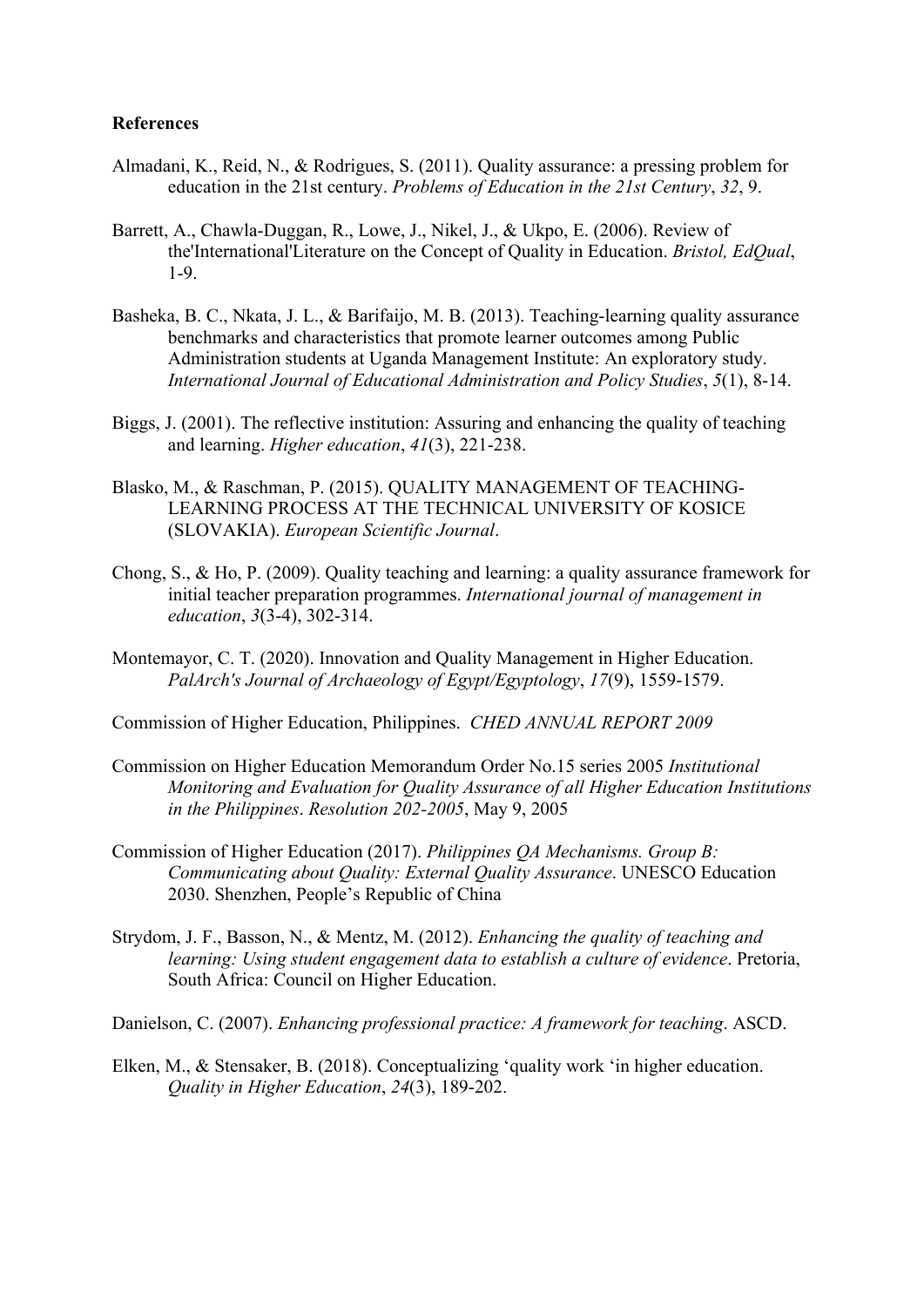**References**

Almadani, K., Reid, N., & Rodrigues, S. (2011). Quality assurance: a pressing problem for education in the 21st century. *Problems of Education in the 21st Century*, *32*, 9.

Barrett, A., Chawla-Duggan, R., Lowe, J., Nikel, J., & Ukpo, E. (2006). Review of the'International'Literature on the Concept of Quality in Education. *Bristol, EdQual*, 1-9.

Basheka, B. C., Nkata, J. L., & Barifaijo, M. B. (2013). Teaching-learning quality assurance benchmarks and characteristics that promote learner outcomes among Public Administration students at Uganda Management Institute: An exploratory study. *International Journal of Educational Administration and Policy Studies*, *5*(1), 8-14.

Biggs, J. (2001). The reflective institution: Assuring and enhancing the quality of teaching and learning. *Higher education*, *41*(3), 221-238.

Blasko, M., & Raschman, P. (2015). QUALITY MANAGEMENT OF TEACHING-LEARNING PROCESS AT THE TECHNICAL UNIVERSITY OF KOSICE (SLOVAKIA). *European Scientific Journal*.

Chong, S., & Ho, P. (2009). Quality teaching and learning: a quality assurance framework for initial teacher preparation programmes. *International journal of management in education*, *3*(3-4), 302-314.

Montemayor, C. T. (2020). Innovation and Quality Management in Higher Education. *PalArch's Journal of Archaeology of Egypt/Egyptology*, *17*(9), 1559-1579.

Commission of Higher Education, Philippines. *CHED ANNUAL REPORT 2009*

Commission on Higher Education Memorandum Order No.15 series 2005 *Institutional Monitoring and Evaluation for Quality Assurance of all Higher Education Institutions in the Philippines*. *Resolution 202-2005*, May 9, 2005

Commission of Higher Education (2017). *Philippines QA Mechanisms. Group B: Communicating about Quality: External Quality Assurance*. UNESCO Education 2030. Shenzhen, People's Republic of China

Strydom, J. F., Basson, N., & Mentz, M. (2012). *Enhancing the quality of teaching and learning: Using student engagement data to establish a culture of evidence*. Pretoria, South Africa: Council on Higher Education.

Danielson, C. (2007). *Enhancing professional practice: A framework for teaching*. ASCD.

Elken, M., & Stensaker, B. (2018). Conceptualizing 'quality work 'in higher education. *Quality in Higher Education*, *24*(3), 189-202.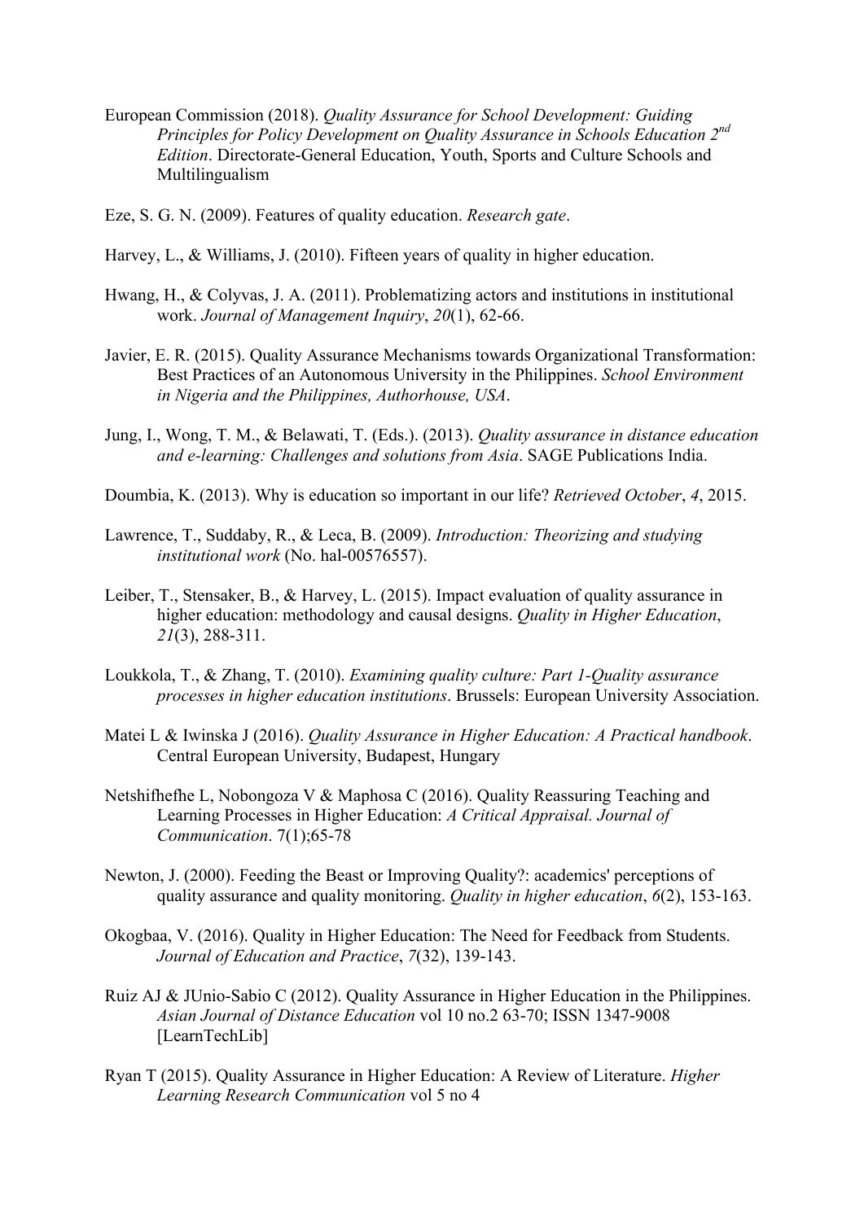European Commission (2018). *Quality Assurance for School Development: Guiding Principles for Policy Development on Quality Assurance in Schools Education 2nd Edition*. Directorate-General Education, Youth, Sports and Culture Schools and Multilingualism

Eze, S. G. N. (2009). Features of quality education. *Research gate*.

Harvey, L., & Williams, J. (2010). Fifteen years of quality in higher education.

Hwang, H., & Colyvas, J. A. (2011). Problematizing actors and institutions in institutional work. *Journal of Management Inquiry*, *20*(1), 62-66.

Javier, E. R. (2015). Quality Assurance Mechanisms towards Organizational Transformation: Best Practices of an Autonomous University in the Philippines. *School Environment in Nigeria and the Philippines, Authorhouse, USA*.

Jung, I., Wong, T. M., & Belawati, T. (Eds.). (2013). *Quality assurance in distance education and e-learning: Challenges and solutions from Asia*. SAGE Publications India.

Doumbia, K. (2013). Why is education so important in our life? *Retrieved October*, *4*, 2015.

Lawrence, T., Suddaby, R., & Leca, B. (2009). *Introduction: Theorizing and studying institutional work* (No. hal-00576557).

Leiber, T., Stensaker, B., & Harvey, L. (2015). Impact evaluation of quality assurance in higher education: methodology and causal designs. *Quality in Higher Education*, *21*(3), 288-311.

Loukkola, T., & Zhang, T. (2010). *Examining quality culture: Part 1-Quality assurance processes in higher education institutions*. Brussels: European University Association.

Matei L & Iwinska J (2016). *Quality Assurance in Higher Education: A Practical handbook*. Central European University, Budapest, Hungary

Netshifhefhe L, Nobongoza V & Maphosa C (2016). Quality Reassuring Teaching and Learning Processes in Higher Education: *A Critical Appraisal. Journal of Communication*. 7(1);65-78

Newton, J. (2000). Feeding the Beast or Improving Quality?: academics' perceptions of quality assurance and quality monitoring. *Quality in higher education*, *6*(2), 153-163.

Okogbaa, V. (2016). Quality in Higher Education: The Need for Feedback from Students. *Journal of Education and Practice*, *7*(32), 139-143.

Ruiz AJ & JUnio-Sabio C (2012). Quality Assurance in Higher Education in the Philippines. *Asian Journal of Distance Education* vol 10 no.2 63-70; ISSN 1347-9008 [LearnTechLib]

Ryan T (2015). Quality Assurance in Higher Education: A Review of Literature. *Higher Learning Research Communication* vol 5 no 4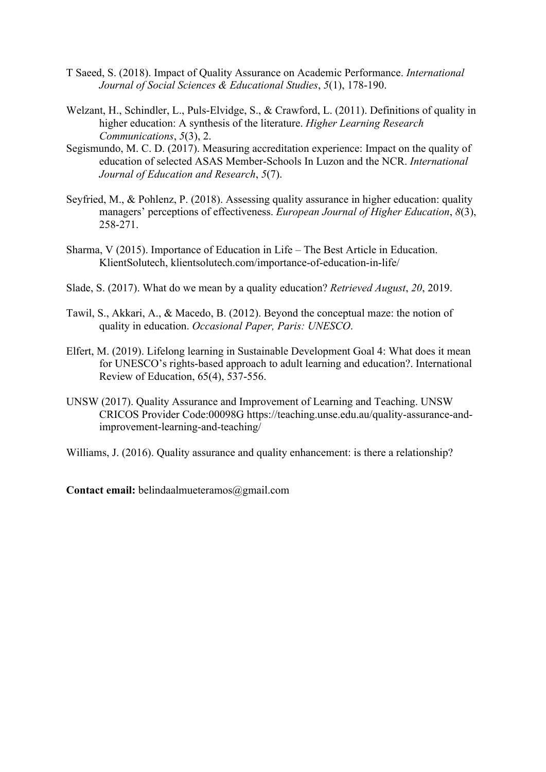T Saeed, S. (2018). Impact of Quality Assurance on Academic Performance. *International Journal of Social Sciences & Educational Studies*, *5*(1), 178-190.

Welzant, H., Schindler, L., Puls-Elvidge, S., & Crawford, L. (2011). Definitions of quality in higher education: A synthesis of the literature. *Higher Learning Research Communications*, *5*(3), 2.

Segismundo, M. C. D. (2017). Measuring accreditation experience: Impact on the quality of education of selected ASAS Member-Schools In Luzon and the NCR. *International Journal of Education and Research*, *5*(7).

Seyfried, M., & Pohlenz, P. (2018). Assessing quality assurance in higher education: quality managers' perceptions of effectiveness. *European Journal of Higher Education*, *8*(3), 258-271.

Sharma, V (2015). Importance of Education in Life – The Best Article in Education. KlientSolutech, klientsolutech.com/importance-of-education-in-life/

Slade, S. (2017). What do we mean by a quality education? *Retrieved August*, *20*, 2019.

Tawil, S., Akkari, A., & Macedo, B. (2012). Beyond the conceptual maze: the notion of quality in education. *Occasional Paper, Paris: UNESCO*.

Elfert, M. (2019). Lifelong learning in Sustainable Development Goal 4: What does it mean for UNESCO's rights-based approach to adult learning and education?. International Review of Education, 65(4), 537-556.

UNSW (2017). Quality Assurance and Improvement of Learning and Teaching. UNSW CRICOS Provider Code:00098G https://teaching.unse.edu.au/quality-assurance-and-improvement-learning-and-teaching/

Williams, J. (2016). Quality assurance and quality enhancement: is there a relationship?

**Contact email:** belindaalmueteramos@gmail.com